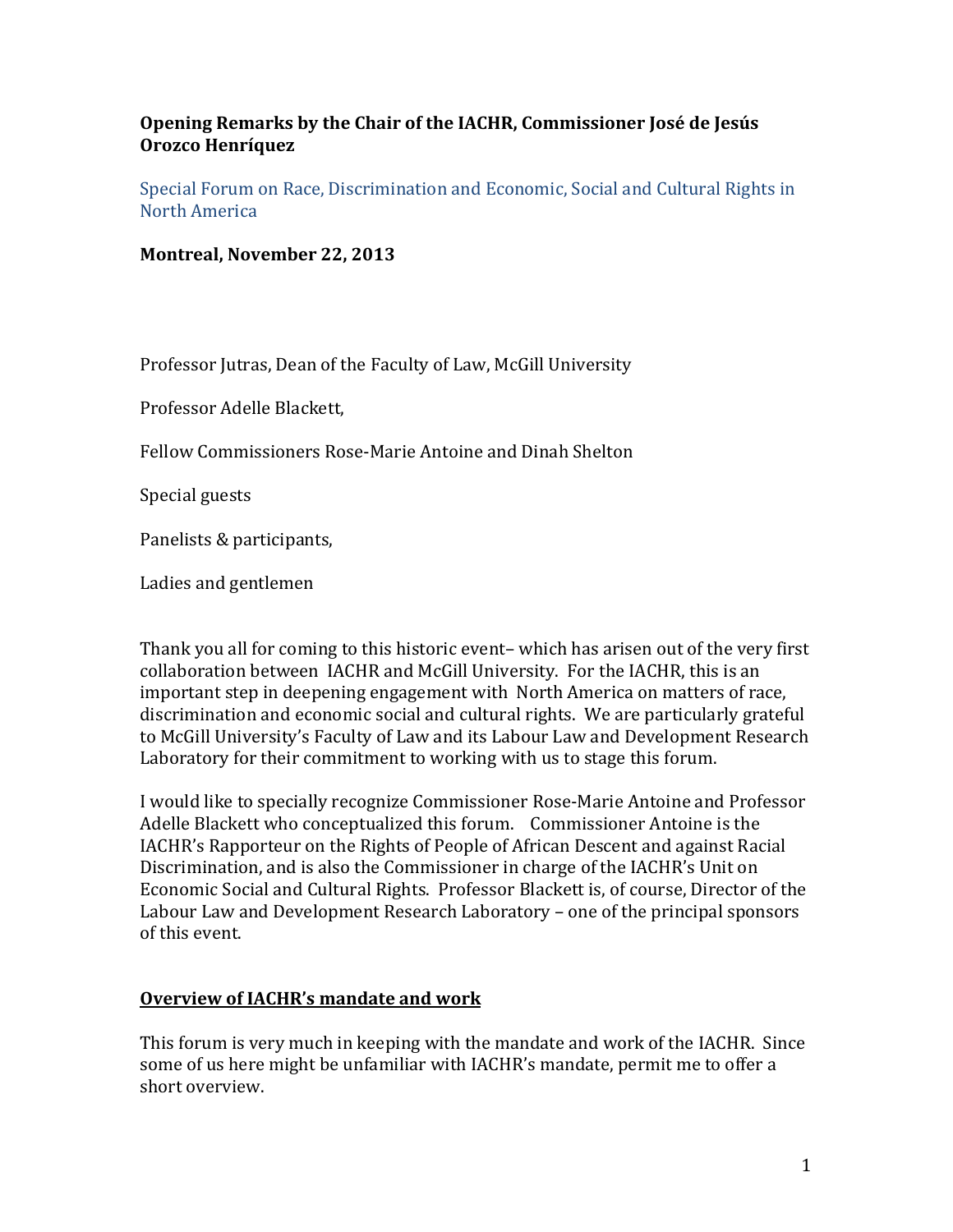**Opening Remarks by the Chair of the IACHR, Commissioner José de Jesús Orozco Henríquez**

Special Forum on Race, Discrimination and Economic, Social and Cultural Rights in North America

**Montreal, November 22, 2013**

Professor Jutras, Dean of the Faculty of Law, McGill University

Professor Adelle Blackett,

Fellow Commissioners Rose-Marie Antoine and Dinah Shelton

Special guests

Panelists & participants,

Ladies and gentlemen

Thank you all for coming to this historic event– which has arisen out of the very first collaboration between IACHR and McGill University. For the IACHR, this is an important step in deepening engagement with North America on matters of race, discrimination and economic social and cultural rights. We are particularly grateful to McGill University's Faculty of Law and its Labour Law and Development Research Laboratory for their commitment to working with us to stage this forum.

I would like to specially recognize Commissioner Rose-Marie Antoine and Professor Adelle Blackett who conceptualized this forum. Commissioner Antoine is the IACHR's Rapporteur on the Rights of People of African Descent and against Racial Discrimination, and is also the Commissioner in charge of the IACHR's Unit on Economic Social and Cultural Rights. Professor Blackett is, of course, Director of the Labour Law and Development Research Laboratory – one of the principal sponsors of this event.

**Overview of IACHR's mandate and work**

This forum is very much in keeping with the mandate and work of the IACHR. Since some of us here might be unfamiliar with IACHR's mandate, permit me to offer a short overview.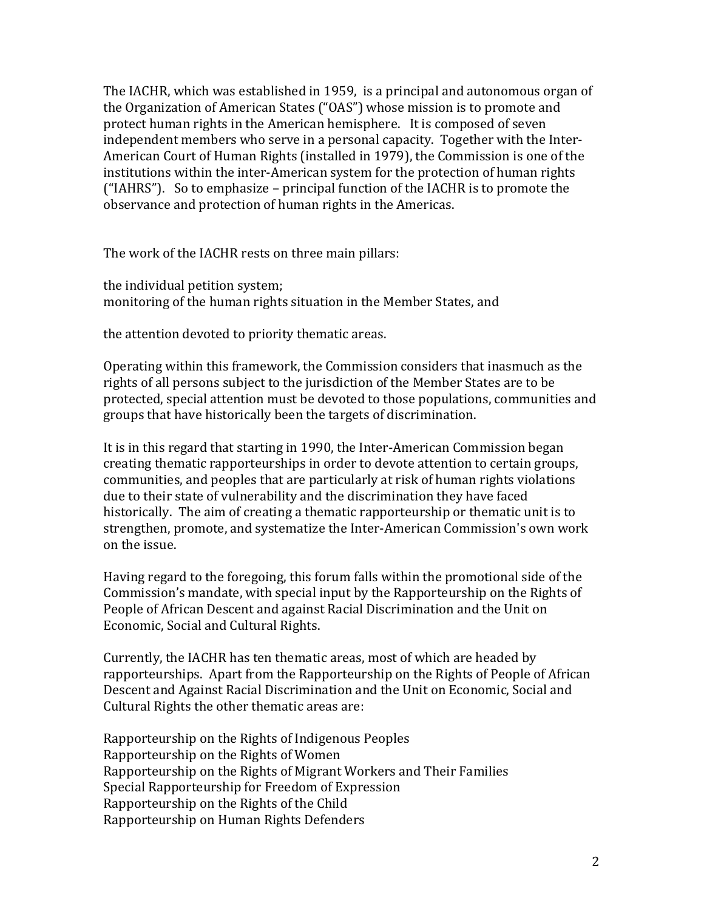The IACHR, which was established in 1959, is a principal and autonomous organ of the Organization of American States ("OAS") whose mission is to promote and protect human rights in the American hemisphere. It is composed of seven independent members who serve in a personal capacity. Together with the Inter-American Court of Human Rights (installed in 1979), the Commission is one of the institutions within the inter-American system for the protection of human rights ("IAHRS"). So to emphasize – principal function of the IACHR is to promote the observance and protection of human rights in the Americas.

The work of the IACHR rests on three main pillars:

the individual petition system;
monitoring of the human rights situation in the Member States, and

the attention devoted to priority thematic areas.

Operating within this framework, the Commission considers that inasmuch as the rights of all persons subject to the jurisdiction of the Member States are to be protected, special attention must be devoted to those populations, communities and groups that have historically been the targets of discrimination.

It is in this regard that starting in 1990, the Inter-American Commission began creating thematic rapporteurships in order to devote attention to certain groups, communities, and peoples that are particularly at risk of human rights violations due to their state of vulnerability and the discrimination they have faced historically. The aim of creating a thematic rapporteurship or thematic unit is to strengthen, promote, and systematize the Inter-American Commission's own work on the issue.

Having regard to the foregoing, this forum falls within the promotional side of the Commission's mandate, with special input by the Rapporteurship on the Rights of People of African Descent and against Racial Discrimination and the Unit on Economic, Social and Cultural Rights.

Currently, the IACHR has ten thematic areas, most of which are headed by rapporteurships. Apart from the Rapporteurship on the Rights of People of African Descent and Against Racial Discrimination and the Unit on Economic, Social and Cultural Rights the other thematic areas are:

Rapporteurship on the Rights of Indigenous Peoples
Rapporteurship on the Rights of Women
Rapporteurship on the Rights of Migrant Workers and Their Families
Special Rapporteurship for Freedom of Expression
Rapporteurship on the Rights of the Child
Rapporteurship on Human Rights Defenders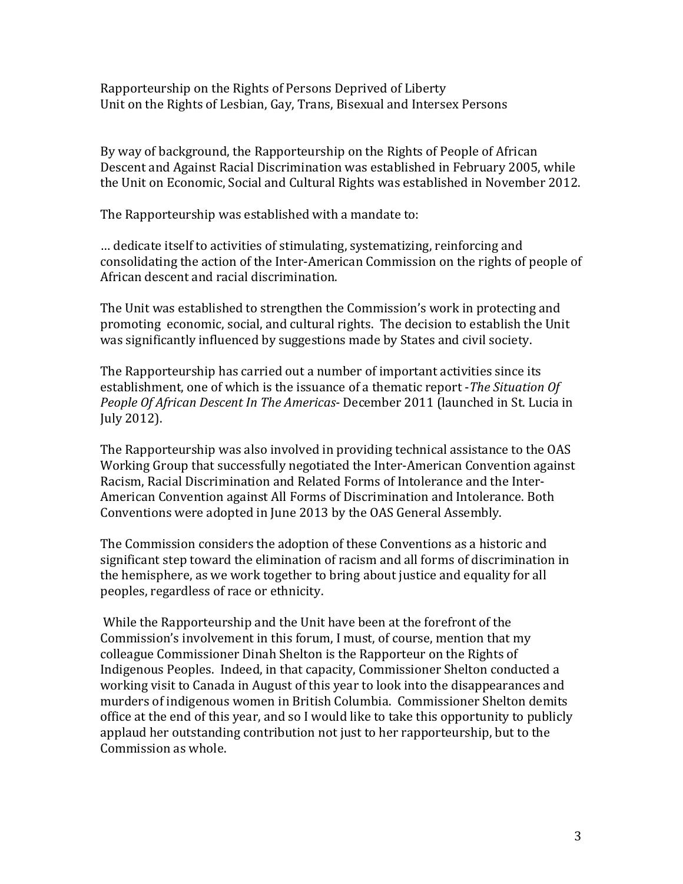Rapporteurship on the Rights of Persons Deprived of Liberty
Unit on the Rights of Lesbian, Gay, Trans, Bisexual and Intersex Persons

By way of background, the Rapporteurship on the Rights of People of African Descent and Against Racial Discrimination was established in February 2005, while the Unit on Economic, Social and Cultural Rights was established in November 2012.

The Rapporteurship was established with a mandate to:

… dedicate itself to activities of stimulating, systematizing, reinforcing and consolidating the action of the Inter-American Commission on the rights of people of African descent and racial discrimination.

The Unit was established to strengthen the Commission's work in protecting and promoting economic, social, and cultural rights. The decision to establish the Unit was significantly influenced by suggestions made by States and civil society.

The Rapporteurship has carried out a number of important activities since its establishment, one of which is the issuance of a thematic report -*The Situation Of People Of African Descent In The Americas*- December 2011 (launched in St. Lucia in July 2012).

The Rapporteurship was also involved in providing technical assistance to the OAS Working Group that successfully negotiated the Inter-American Convention against Racism, Racial Discrimination and Related Forms of Intolerance and the Inter-American Convention against All Forms of Discrimination and Intolerance. Both Conventions were adopted in June 2013 by the OAS General Assembly.

The Commission considers the adoption of these Conventions as a historic and significant step toward the elimination of racism and all forms of discrimination in the hemisphere, as we work together to bring about justice and equality for all peoples, regardless of race or ethnicity.

While the Rapporteurship and the Unit have been at the forefront of the Commission's involvement in this forum, I must, of course, mention that my colleague Commissioner Dinah Shelton is the Rapporteur on the Rights of Indigenous Peoples. Indeed, in that capacity, Commissioner Shelton conducted a working visit to Canada in August of this year to look into the disappearances and murders of indigenous women in British Columbia. Commissioner Shelton demits office at the end of this year, and so I would like to take this opportunity to publicly applaud her outstanding contribution not just to her rapporteurship, but to the Commission as whole.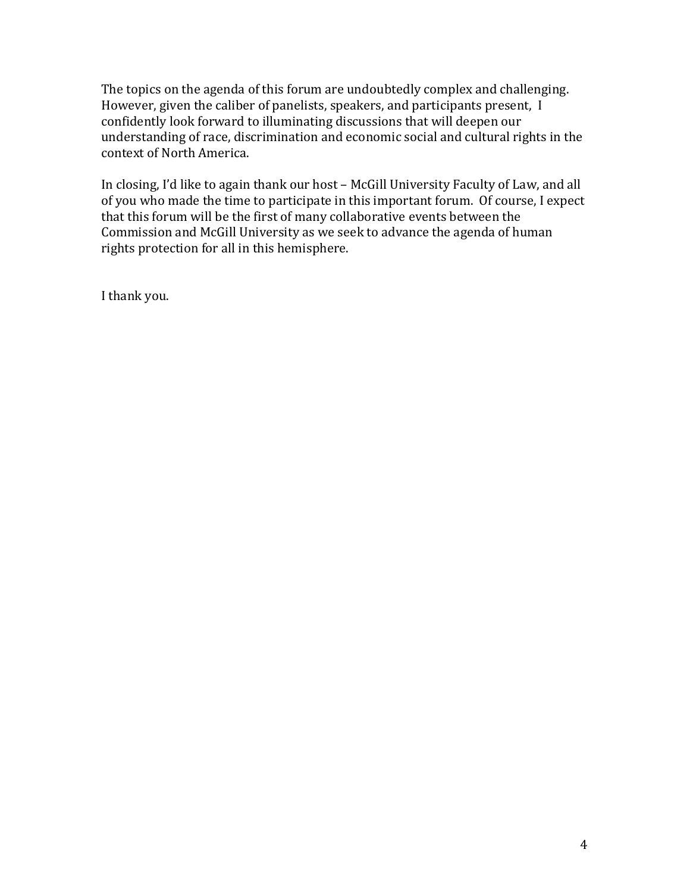The topics on the agenda of this forum are undoubtedly complex and challenging. However, given the caliber of panelists, speakers, and participants present, I confidently look forward to illuminating discussions that will deepen our understanding of race, discrimination and economic social and cultural rights in the context of North America.

In closing, I'd like to again thank our host – McGill University Faculty of Law, and all of you who made the time to participate in this important forum. Of course, I expect that this forum will be the first of many collaborative events between the Commission and McGill University as we seek to advance the agenda of human rights protection for all in this hemisphere.

I thank you.